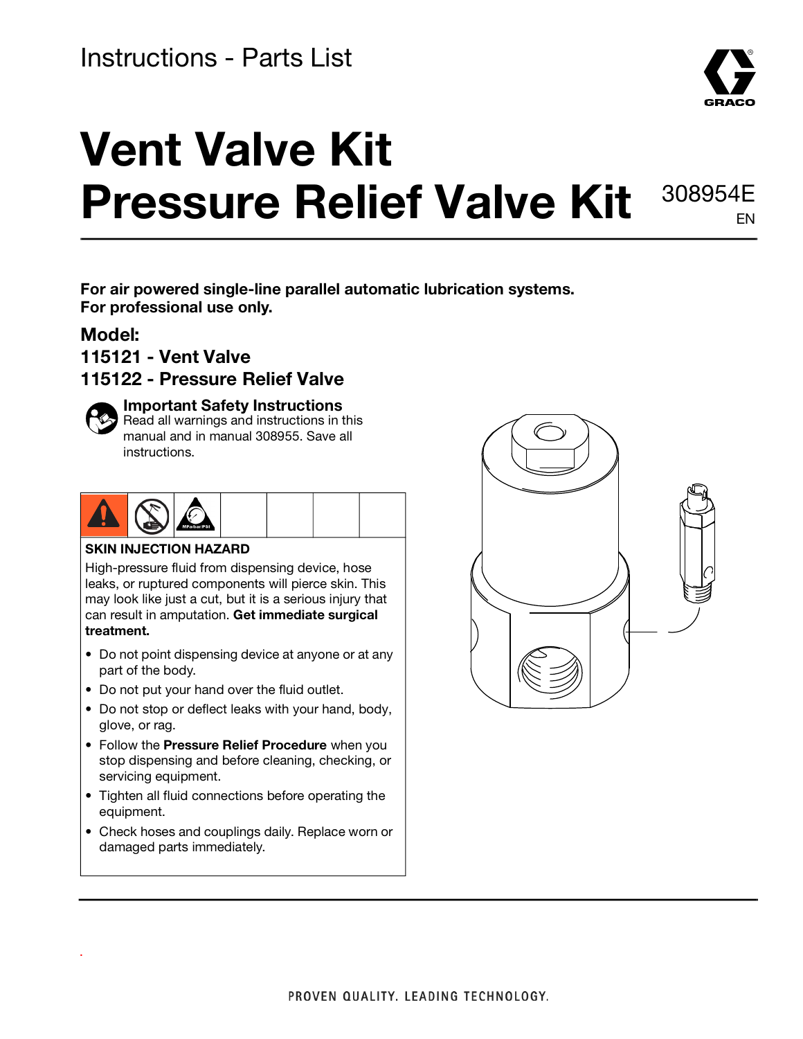Instructions - Parts List

# Vent Valve Kit
# Pressure Relief Valve Kit

308954E
EN

**For air powered single-line parallel automatic lubrication systems.**
**For professional use only.**

## Model:
## 115121 - Vent Valve
## 115122 - Pressure Relief Valve

### Important Safety Instructions
Read all warnings and instructions in this manual and in manual 308955. Save all instructions.

**SKIN INJECTION HAZARD**

High-pressure fluid from dispensing device, hose leaks, or ruptured components will pierce skin. This may look like just a cut, but it is a serious injury that can result in amputation. **Get immediate surgical treatment.**

- Do not point dispensing device at anyone or at any part of the body.
- Do not put your hand over the fluid outlet.
- Do not stop or deflect leaks with your hand, body, glove, or rag.
- Follow the **Pressure Relief Procedure** when you stop dispensing and before cleaning, checking, or servicing equipment.
- Tighten all fluid connections before operating the equipment.
- Check hoses and couplings daily. Replace worn or damaged parts immediately.

PROVEN QUALITY. LEADING TECHNOLOGY.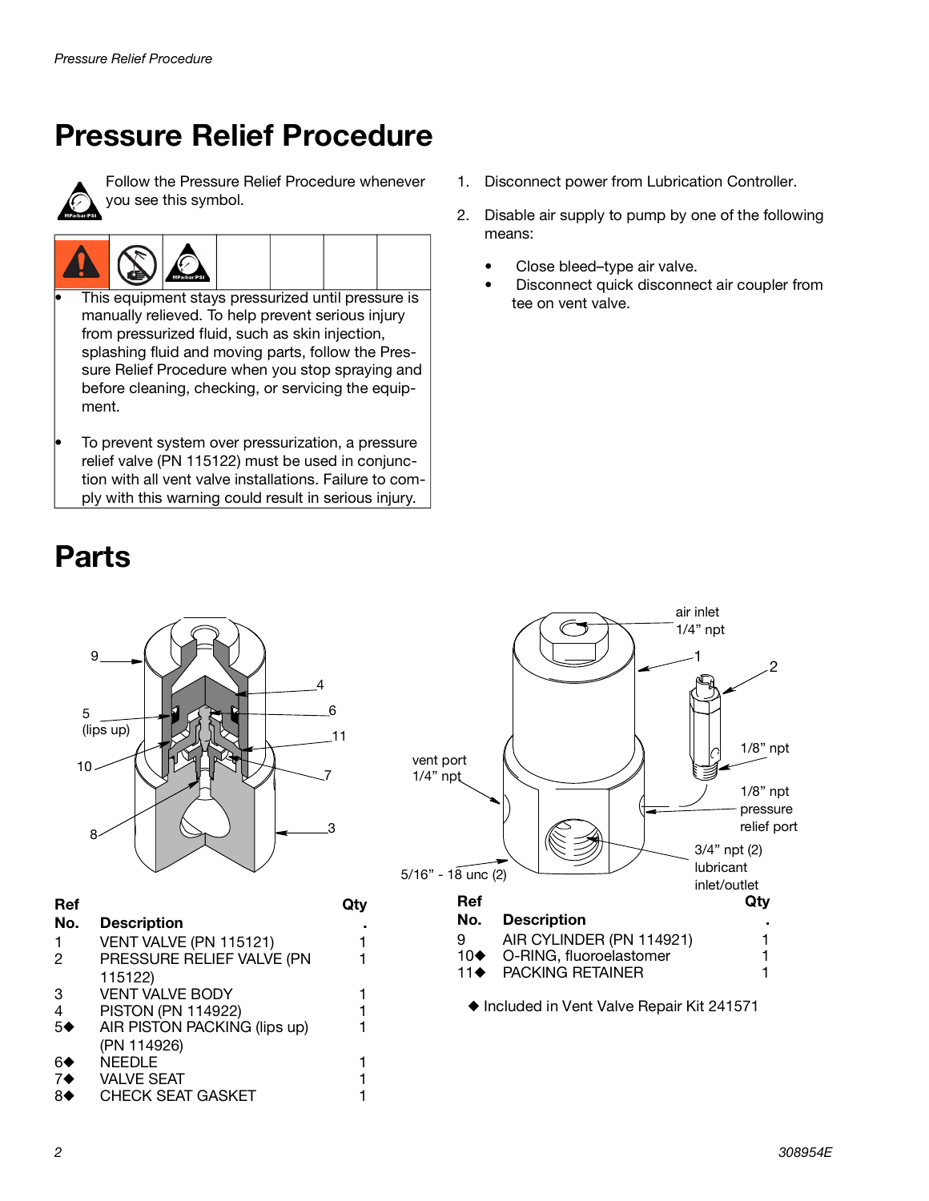# Pressure Relief Procedure

Follow the Pressure Relief Procedure whenever you see this symbol.

- This equipment stays pressurized until pressure is manually relieved. To help prevent serious injury from pressurized fluid, such as skin injection, splashing fluid and moving parts, follow the Pressure Relief Procedure when you stop spraying and before cleaning, checking, or servicing the equipment.
- To prevent system over pressurization, a pressure relief valve (PN 115122) must be used in conjunction with all vent valve installations. Failure to comply with this warning could result in serious injury.

1. Disconnect power from Lubrication Controller.
2. Disable air supply to pump by one of the following means:
   - Close bleed–type air valve.
   - Disconnect quick disconnect air coupler from tee on vent valve.

# Parts

9
5 (lips up)
10
8
4
6
11
7
3

air inlet 1/4" npt
1
2
1/8" npt
1/8" npt pressure relief port
vent port 1/4" npt
3/4" npt (2) lubricant inlet/outlet
5/16" - 18 unc (2)

| Ref No. | Description | Qty. |
|---|---|---|
| 1 | VENT VALVE (PN 115121) | 1 |
| 2 | PRESSURE RELIEF VALVE (PN 115122) | 1 |
| 3 | VENT VALVE BODY | 1 |
| 4 | PISTON (PN 114922) | 1 |
| 5◆ | AIR PISTON PACKING (lips up) (PN 114926) | 1 |
| 6◆ | NEEDLE | 1 |
| 7◆ | VALVE SEAT | 1 |
| 8◆ | CHECK SEAT GASKET | 1 |
| 9 | AIR CYLINDER (PN 114921) | 1 |
| 10◆ | O-RING, fluoroelastomer | 1 |
| 11◆ | PACKING RETAINER | 1 |

◆ Included in Vent Valve Repair Kit 241571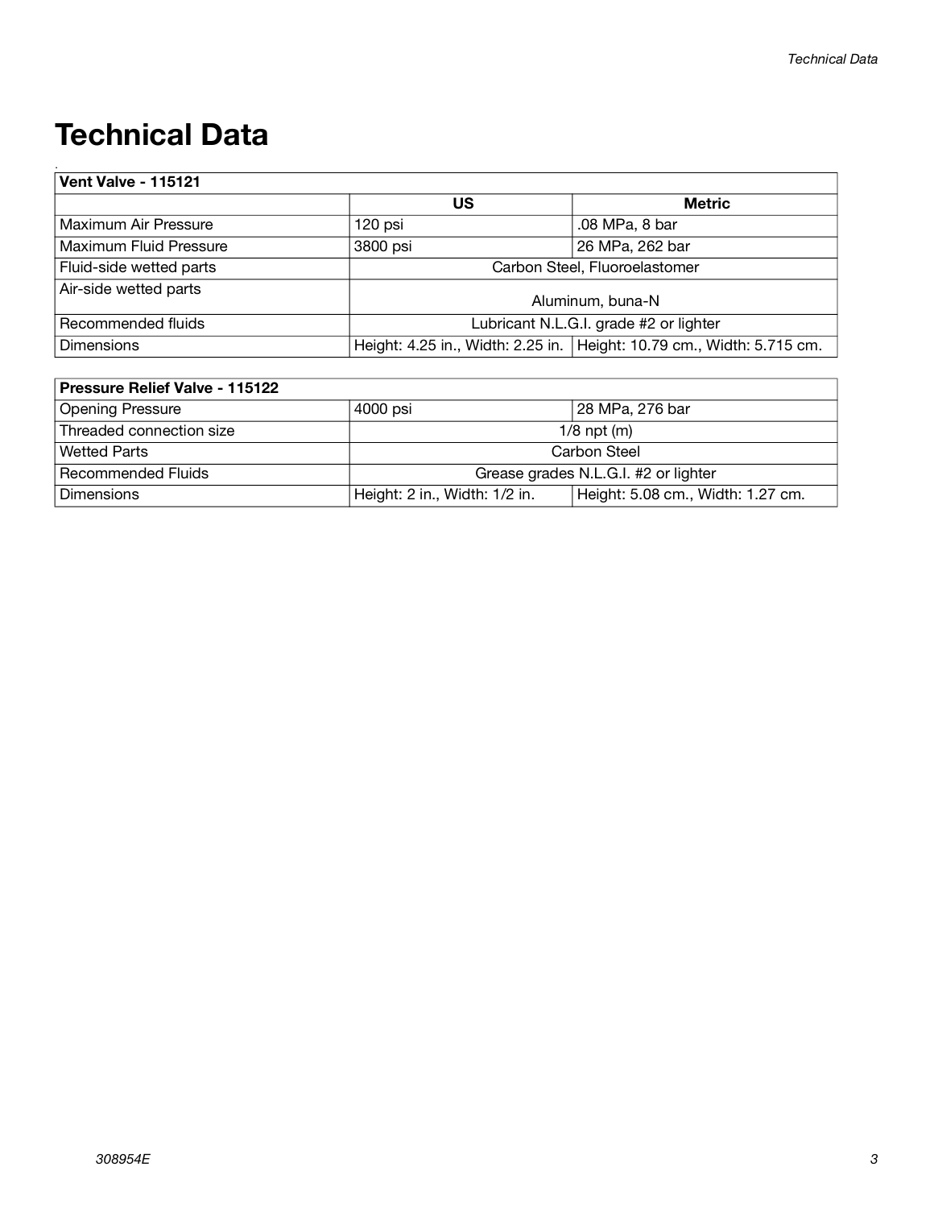# Technical Data

| Vent Valve - 115121 | | |
|---|---|---|
| | **US** | **Metric** |
| Maximum Air Pressure | 120 psi | .08 MPa, 8 bar |
| Maximum Fluid Pressure | 3800 psi | 26 MPa, 262 bar |
| Fluid-side wetted parts | Carbon Steel, Fluoroelastomer | |
| Air-side wetted parts | Aluminum, buna-N | |
| Recommended fluids | Lubricant N.L.G.I. grade #2 or lighter | |
| Dimensions | Height: 4.25 in., Width: 2.25 in. | Height: 10.79 cm., Width: 5.715 cm. |

| Pressure Relief Valve - 115122 | | |
|---|---|---|
| Opening Pressure | 4000 psi | 28 MPa, 276 bar |
| Threaded connection size | 1/8 npt (m) | |
| Wetted Parts | Carbon Steel | |
| Recommended Fluids | Grease grades N.L.G.I. #2 or lighter | |
| Dimensions | Height: 2 in., Width: 1/2 in. | Height: 5.08 cm., Width: 1.27 cm. |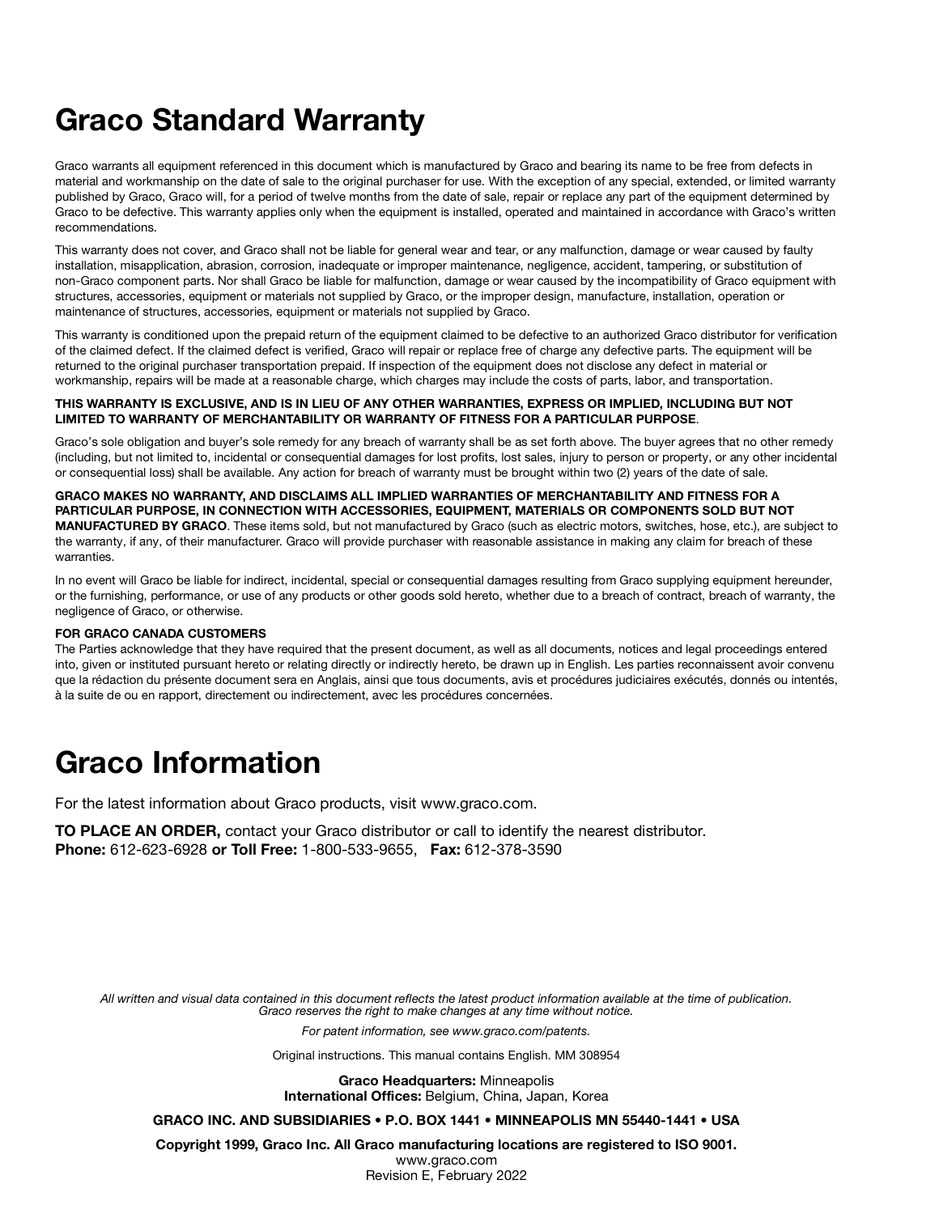# Graco Standard Warranty

Graco warrants all equipment referenced in this document which is manufactured by Graco and bearing its name to be free from defects in material and workmanship on the date of sale to the original purchaser for use. With the exception of any special, extended, or limited warranty published by Graco, Graco will, for a period of twelve months from the date of sale, repair or replace any part of the equipment determined by Graco to be defective. This warranty applies only when the equipment is installed, operated and maintained in accordance with Graco's written recommendations.

This warranty does not cover, and Graco shall not be liable for general wear and tear, or any malfunction, damage or wear caused by faulty installation, misapplication, abrasion, corrosion, inadequate or improper maintenance, negligence, accident, tampering, or substitution of non-Graco component parts. Nor shall Graco be liable for malfunction, damage or wear caused by the incompatibility of Graco equipment with structures, accessories, equipment or materials not supplied by Graco, or the improper design, manufacture, installation, operation or maintenance of structures, accessories, equipment or materials not supplied by Graco.

This warranty is conditioned upon the prepaid return of the equipment claimed to be defective to an authorized Graco distributor for verification of the claimed defect. If the claimed defect is verified, Graco will repair or replace free of charge any defective parts. The equipment will be returned to the original purchaser transportation prepaid. If inspection of the equipment does not disclose any defect in material or workmanship, repairs will be made at a reasonable charge, which charges may include the costs of parts, labor, and transportation.

**THIS WARRANTY IS EXCLUSIVE, AND IS IN LIEU OF ANY OTHER WARRANTIES, EXPRESS OR IMPLIED, INCLUDING BUT NOT LIMITED TO WARRANTY OF MERCHANTABILITY OR WARRANTY OF FITNESS FOR A PARTICULAR PURPOSE**.

Graco's sole obligation and buyer's sole remedy for any breach of warranty shall be as set forth above. The buyer agrees that no other remedy (including, but not limited to, incidental or consequential damages for lost profits, lost sales, injury to person or property, or any other incidental or consequential loss) shall be available. Any action for breach of warranty must be brought within two (2) years of the date of sale.

**GRACO MAKES NO WARRANTY, AND DISCLAIMS ALL IMPLIED WARRANTIES OF MERCHANTABILITY AND FITNESS FOR A PARTICULAR PURPOSE, IN CONNECTION WITH ACCESSORIES, EQUIPMENT, MATERIALS OR COMPONENTS SOLD BUT NOT MANUFACTURED BY GRACO**. These items sold, but not manufactured by Graco (such as electric motors, switches, hose, etc.), are subject to the warranty, if any, of their manufacturer. Graco will provide purchaser with reasonable assistance in making any claim for breach of these warranties.

In no event will Graco be liable for indirect, incidental, special or consequential damages resulting from Graco supplying equipment hereunder, or the furnishing, performance, or use of any products or other goods sold hereto, whether due to a breach of contract, breach of warranty, the negligence of Graco, or otherwise.

**FOR GRACO CANADA CUSTOMERS**
The Parties acknowledge that they have required that the present document, as well as all documents, notices and legal proceedings entered into, given or instituted pursuant hereto or relating directly or indirectly hereto, be drawn up in English. Les parties reconnaissent avoir convenu que la rédaction du présente document sera en Anglais, ainsi que tous documents, avis et procédures judiciaires exécutés, donnés ou intentés, à la suite de ou en rapport, directement ou indirectement, avec les procédures concernées.

# Graco Information

For the latest information about Graco products, visit www.graco.com.

**TO PLACE AN ORDER,** contact your Graco distributor or call to identify the nearest distributor.
**Phone:** 612-623-6928 **or Toll Free:** 1-800-533-9655, **Fax:** 612-378-3590

*All written and visual data contained in this document reflects the latest product information available at the time of publication. Graco reserves the right to make changes at any time without notice.*

*For patent information, see www.graco.com/patents.*

Original instructions. This manual contains English. MM 308954

**Graco Headquarters:** Minneapolis
**International Offices:** Belgium, China, Japan, Korea

**GRACO INC. AND SUBSIDIARIES • P.O. BOX 1441 • MINNEAPOLIS MN 55440-1441 • USA**

**Copyright 1999, Graco Inc. All Graco manufacturing locations are registered to ISO 9001.**
www.graco.com
Revision E, February 2022